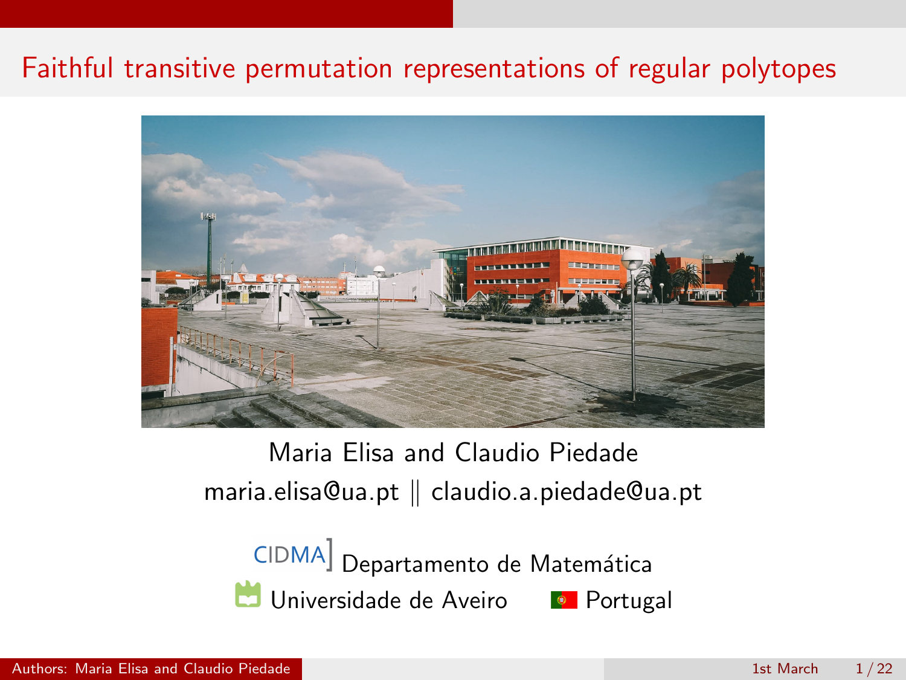# Faithful transitive permutation representations of regular polytopes

Maria Elisa and Claudio Piedade

maria.elisa@ua.pt || claudio.a.piedade@ua.pt

CIDMA Departamento de Matemática

Universidade de Aveiro Portugal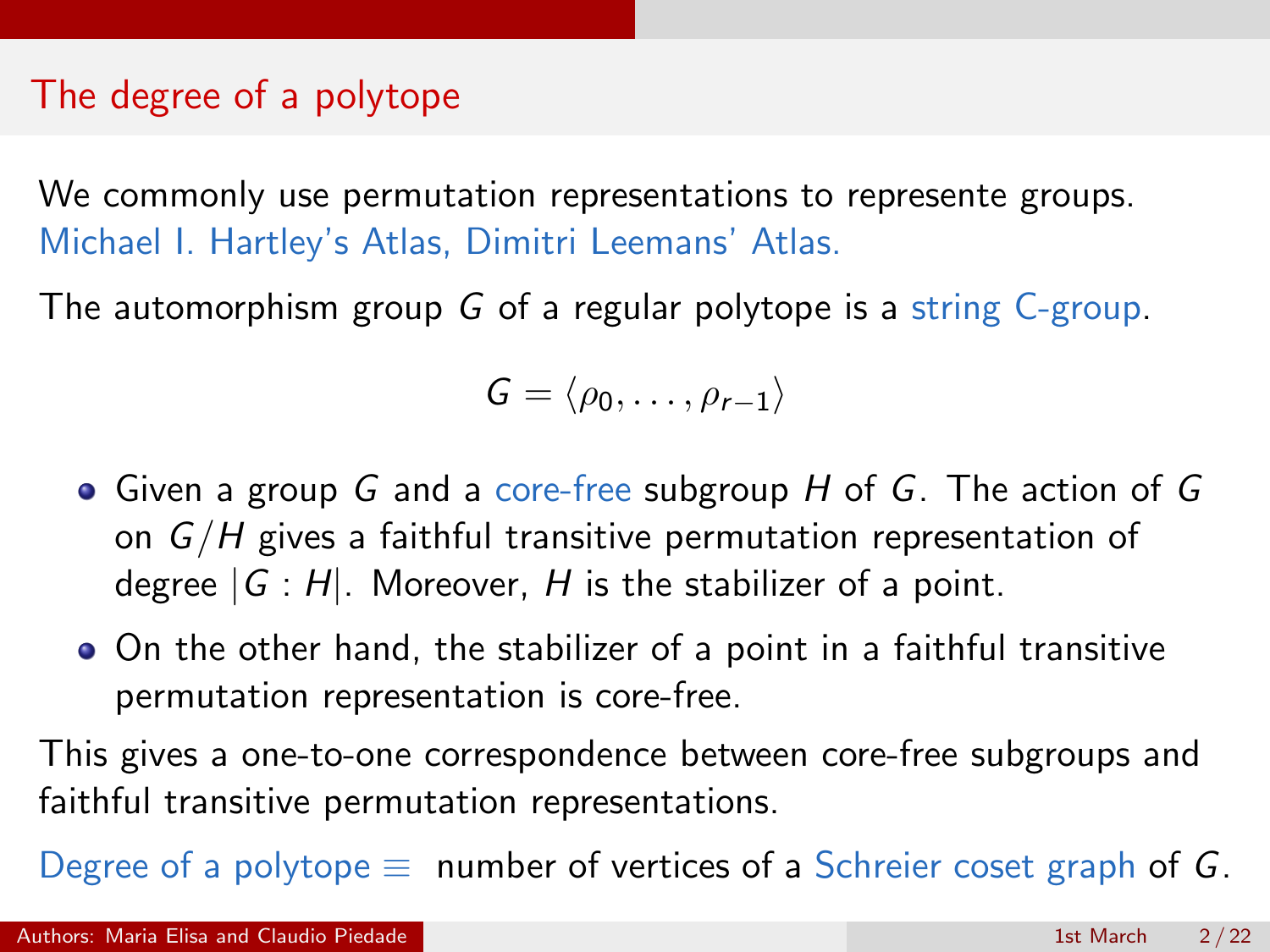# The degree of a polytope

We commonly use permutation representations to represente groups. Michael I. Hartley's Atlas, Dimitri Leemans' Atlas.

The automorphism group $G$ of a regular polytope is a string C-group.

$$G = \langle \rho_0, \ldots, \rho_{r-1} \rangle$$

- Given a group $G$ and a core-free subgroup $H$ of $G$. The action of $G$ on $G/H$ gives a faithful transitive permutation representation of degree $|G : H|$. Moreover, $H$ is the stabilizer of a point.
- On the other hand, the stabilizer of a point in a faithful transitive permutation representation is core-free.

This gives a one-to-one correspondence between core-free subgroups and faithful transitive permutation representations.

Degree of a polytope $\equiv$ number of vertices of a Schreier coset graph of $G$.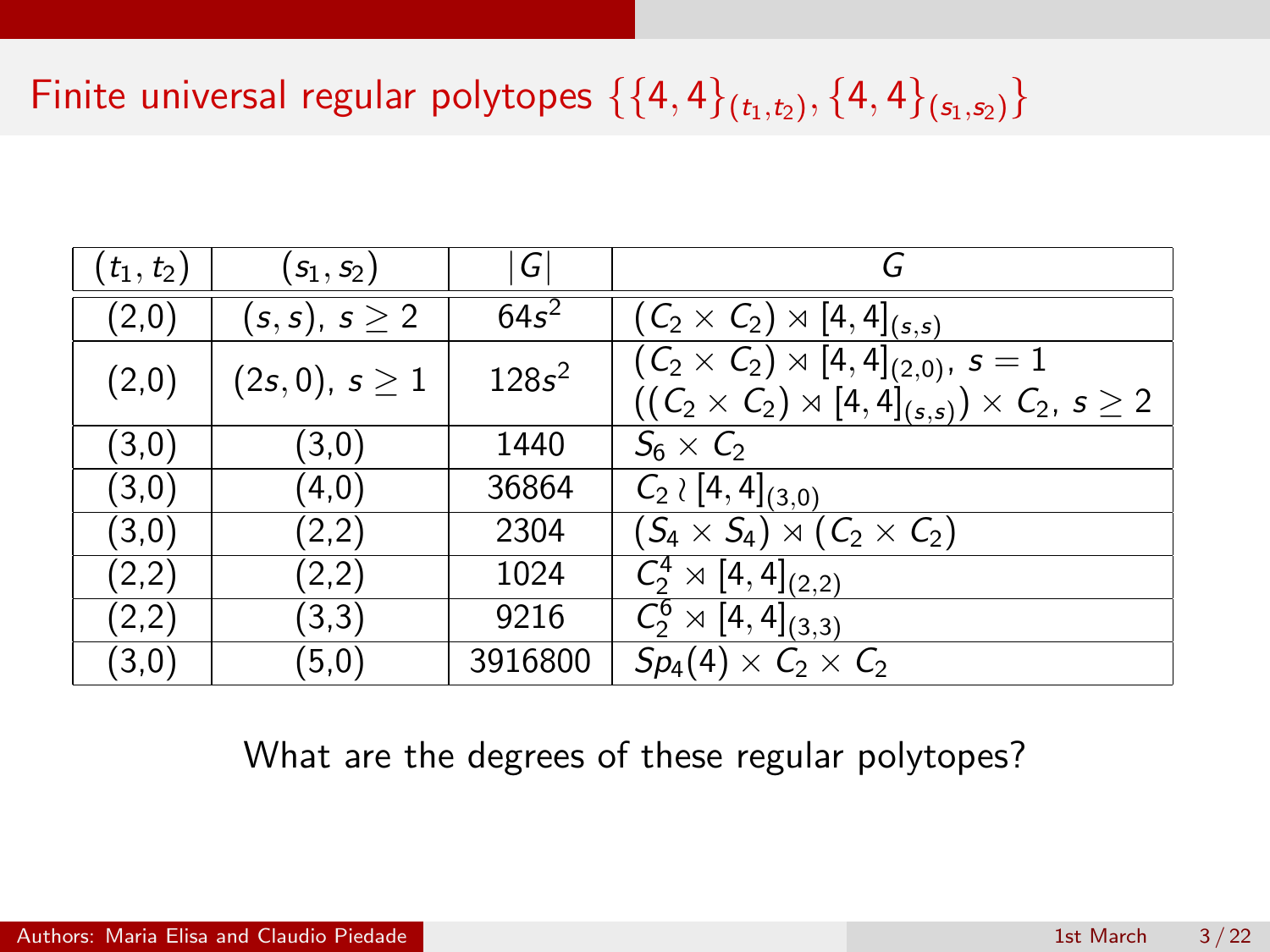# Finite universal regular polytopes $\{\{4,4\}_{(t_1,t_2)}, \{4,4\}_{(s_1,s_2)}\}$

| $(t_1,t_2)$ | $(s_1,s_2)$ | $\|G\|$ | $G$ |
|---|---|---|---|
| (2,0) | $(s,s)$, $s \geq 2$ | $64s^2$ | $(C_2 \times C_2) \rtimes [4,4]_{(s,s)}$ |
| (2,0) | $(2s,0)$, $s \geq 1$ | $128s^2$ | $(C_2 \times C_2) \rtimes [4,4]_{(2,0)}$, $s=1$; $((C_2 \times C_2) \rtimes [4,4]_{(s,s)}) \times C_2$, $s \geq 2$ |
| (3,0) | (3,0) | 1440 | $S_6 \times C_2$ |
| (3,0) | (4,0) | 36864 | $C_2 \wr [4,4]_{(3,0)}$ |
| (3,0) | (2,2) | 2304 | $(S_4 \times S_4) \rtimes (C_2 \times C_2)$ |
| (2,2) | (2,2) | 1024 | $C_2^4 \rtimes [4,4]_{(2,2)}$ |
| (2,2) | (3,3) | 9216 | $C_2^6 \rtimes [4,4]_{(3,3)}$ |
| (3,0) | (5,0) | 3916800 | $Sp_4(4) \times C_2 \times C_2$ |

What are the degrees of these regular polytopes?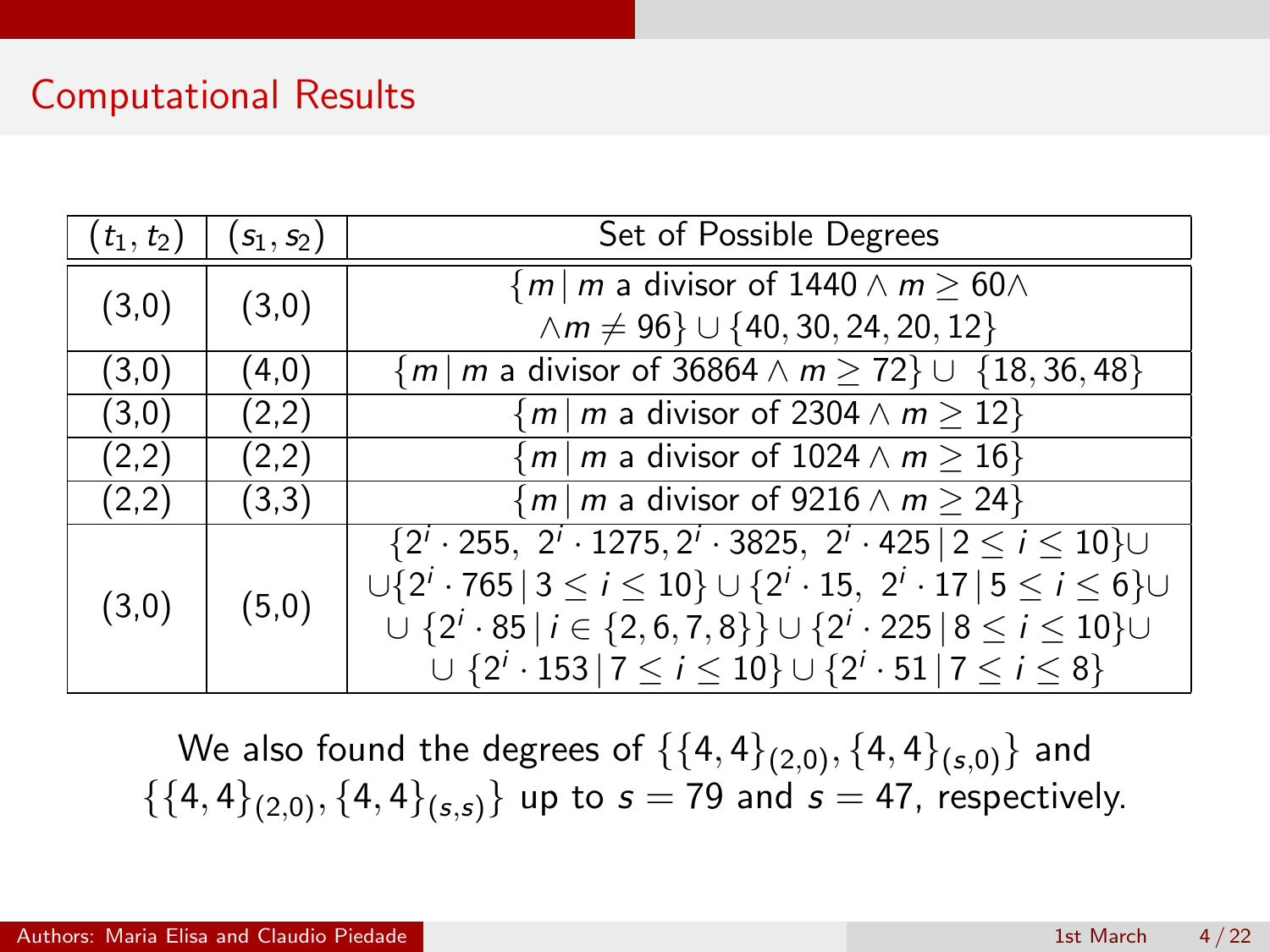# Computational Results

| $(t_1, t_2)$ | $(s_1, s_2)$ | Set of Possible Degrees |
|---|---|---|
| (3,0) | (3,0) | $\{m \mid m \text{ a divisor of } 1440 \wedge m \geq 60 \wedge$ $\wedge m \neq 96\} \cup \{40, 30, 24, 20, 12\}$ |
| (3,0) | (4,0) | $\{m \mid m \text{ a divisor of } 36864 \wedge m \geq 72\} \cup \{18, 36, 48\}$ |
| (3,0) | (2,2) | $\{m \mid m \text{ a divisor of } 2304 \wedge m \geq 12\}$ |
| (2,2) | (2,2) | $\{m \mid m \text{ a divisor of } 1024 \wedge m \geq 16\}$ |
| (2,2) | (3,3) | $\{m \mid m \text{ a divisor of } 9216 \wedge m \geq 24\}$ |
| (3,0) | (5,0) | $\{2^i \cdot 255,\ 2^i \cdot 1275, 2^i \cdot 3825,\ 2^i \cdot 425 \mid 2 \leq i \leq 10\} \cup$ $\cup \{2^i \cdot 765 \mid 3 \leq i \leq 10\} \cup \{2^i \cdot 15,\ 2^i \cdot 17 \mid 5 \leq i \leq 6\} \cup$ $\cup \{2^i \cdot 85 \mid i \in \{2, 6, 7, 8\}\} \cup \{2^i \cdot 225 \mid 8 \leq i \leq 10\} \cup$ $\cup \{2^i \cdot 153 \mid 7 \leq i \leq 10\} \cup \{2^i \cdot 51 \mid 7 \leq i \leq 8\}$ |

We also found the degrees of $\{\{4,4\}_{(2,0)}, \{4,4\}_{(s,0)}\}$ and $\{\{4,4\}_{(2,0)}, \{4,4\}_{(s,s)}\}$ up to $s = 79$ and $s = 47$, respectively.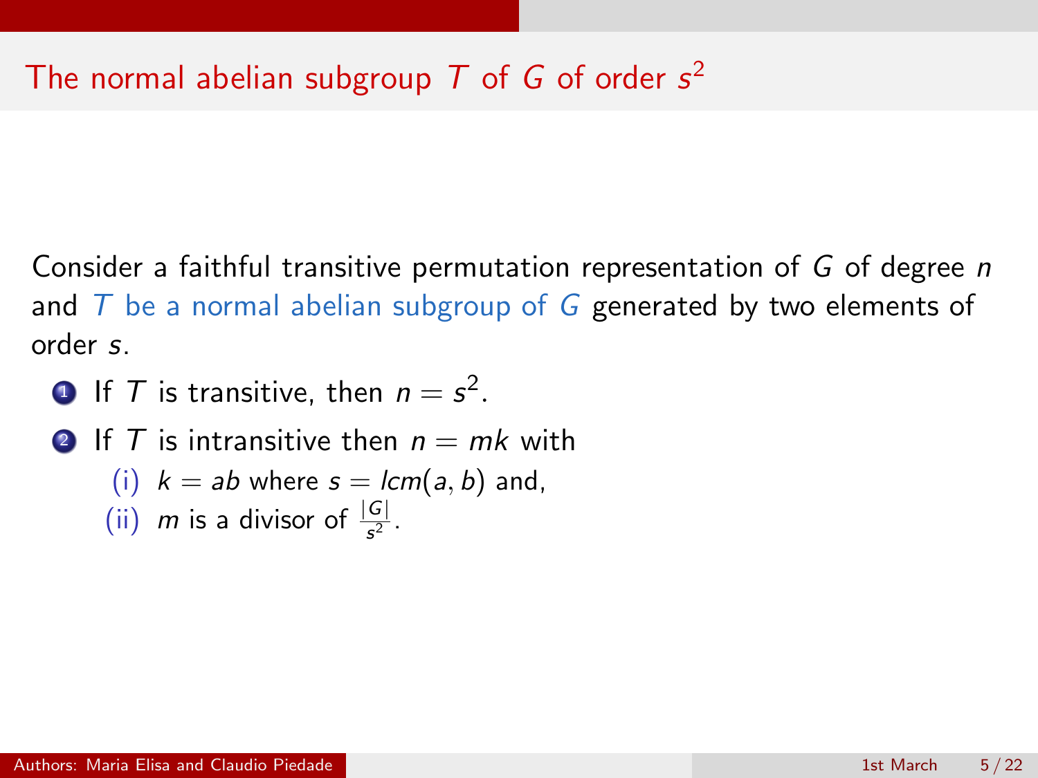# The normal abelian subgroup $T$ of $G$ of order $s^2$

Consider a faithful transitive permutation representation of $G$ of degree $n$ and $T$ be a normal abelian subgroup of $G$ generated by two elements of order $s$.

1. If $T$ is transitive, then $n = s^2$.
2. If $T$ is intransitive then $n = mk$ with
   - (i) $k = ab$ where $s = lcm(a, b)$ and,
   - (ii) $m$ is a divisor of $\frac{|G|}{s^2}$.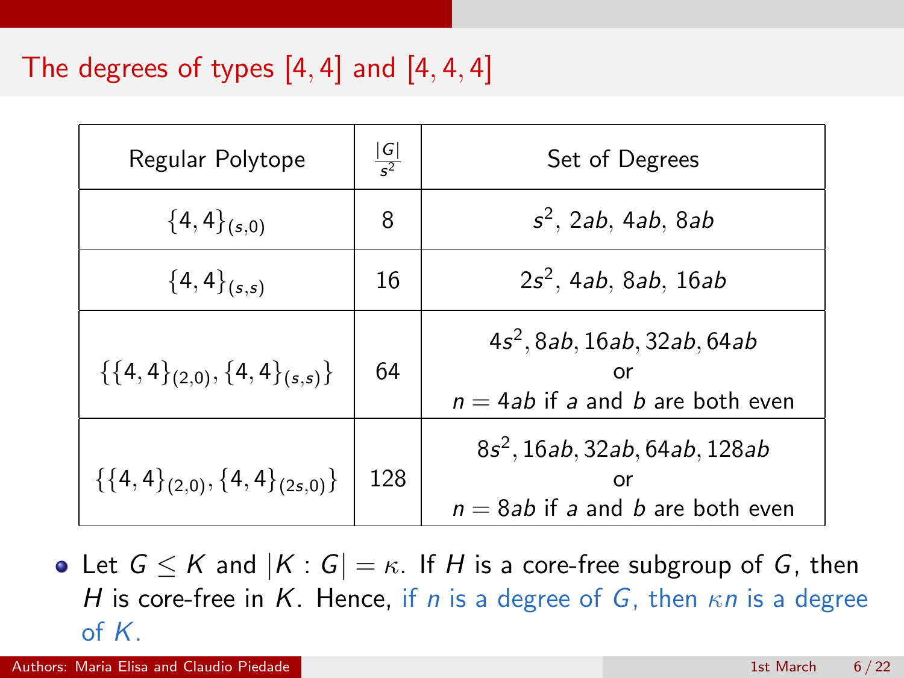# The degrees of types $[4, 4]$ and $[4, 4, 4]$

| Regular Polytope | $\frac{\lvert G \rvert}{s^2}$ | Set of Degrees |
|---|---|---|
| $\{4, 4\}_{(s,0)}$ | 8 | $s^2$, $2ab$, $4ab$, $8ab$ |
| $\{4, 4\}_{(s,s)}$ | 16 | $2s^2$, $4ab$, $8ab$, $16ab$ |
| $\{\{4, 4\}_{(2,0)}, \{4, 4\}_{(s,s)}\}$ | 64 | $4s^2, 8ab, 16ab, 32ab, 64ab$ or $n = 4ab$ if $a$ and $b$ are both even |
| $\{\{4, 4\}_{(2,0)}, \{4, 4\}_{(2s,0)}\}$ | 128 | $8s^2, 16ab, 32ab, 64ab, 128ab$ or $n = 8ab$ if $a$ and $b$ are both even |

- Let $G \leq K$ and $|K : G| = \kappa$. If $H$ is a core-free subgroup of $G$, then $H$ is core-free in $K$. Hence, if $n$ is a degree of $G$, then $\kappa n$ is a degree of $K$.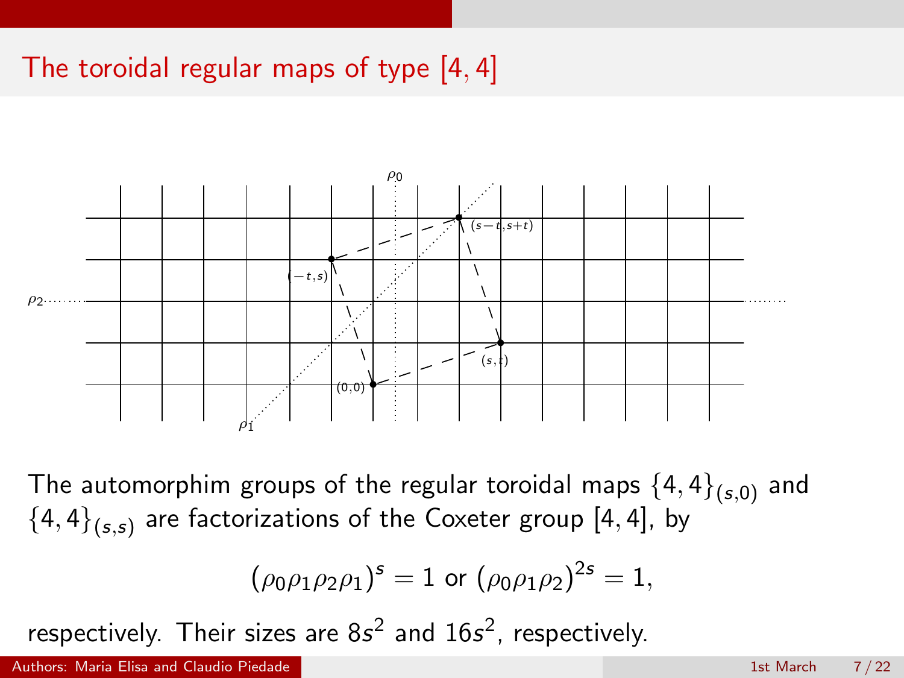## The toroidal regular maps of type [4, 4]

$\rho_0$

$\rho_2$

$\rho_1$

$(s-t, s+t)$

$(-t, s)$

$(s, t)$

$(0,0)$

The automorphim groups of the regular toroidal maps $\{4,4\}_{(s,0)}$ and $\{4,4\}_{(s,s)}$ are factorizations of the Coxeter group $[4,4]$, by

$$(\rho_0\rho_1\rho_2\rho_1)^s = 1 \text{ or } (\rho_0\rho_1\rho_2)^{2s} = 1,$$

respectively. Their sizes are $8s^2$ and $16s^2$, respectively.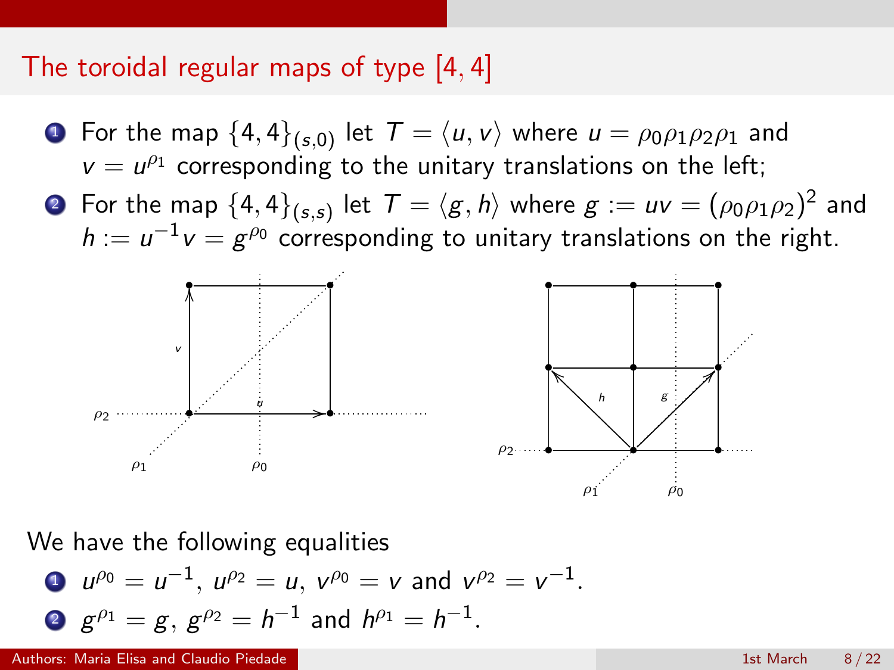## The toroidal regular maps of type $[4, 4]$

1. For the map $\{4, 4\}_{(s,0)}$ let $T = \langle u, v\rangle$ where $u = \rho_0\rho_1\rho_2\rho_1$ and $v = u^{\rho_1}$ corresponding to the unitary translations on the left;
2. For the map $\{4, 4\}_{(s,s)}$ let $T = \langle g, h\rangle$ where $g := uv = (\rho_0\rho_1\rho_2)^2$ and $h := u^{-1}v = g^{\rho_0}$ corresponding to unitary translations on the right.

$v$

$u$

$\rho_2$

$\rho_1$

$\rho_0$

$h$

$g$

$\rho_2$

$\rho_1$

$\rho_0$

We have the following equalities

1. $u^{\rho_0} = u^{-1}$, $u^{\rho_2} = u$, $v^{\rho_0} = v$ and $v^{\rho_2} = v^{-1}$.
2. $g^{\rho_1} = g$, $g^{\rho_2} = h^{-1}$ and $h^{\rho_1} = h^{-1}$.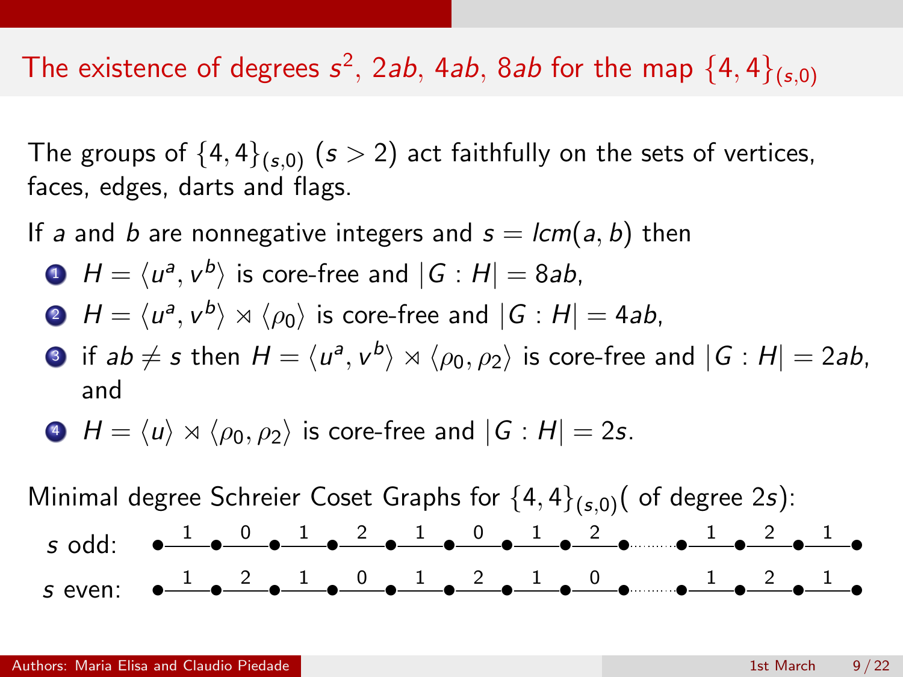# The existence of degrees $s^2$, $2ab$, $4ab$, $8ab$ for the map $\{4,4\}_{(s,0)}$

The groups of $\{4,4\}_{(s,0)}$ ($s > 2$) act faithfully on the sets of vertices, faces, edges, darts and flags.

If $a$ and $b$ are nonnegative integers and $s = lcm(a,b)$ then

1. $H = \langle u^a, v^b \rangle$ is core-free and $|G : H| = 8ab$,
2. $H = \langle u^a, v^b \rangle \rtimes \langle \rho_0 \rangle$ is core-free and $|G : H| = 4ab$,
3. if $ab \neq s$ then $H = \langle u^a, v^b \rangle \rtimes \langle \rho_0, \rho_2 \rangle$ is core-free and $|G : H| = 2ab$, and
4. $H = \langle u \rangle \rtimes \langle \rho_0, \rho_2 \rangle$ is core-free and $|G : H| = 2s$.

Minimal degree Schreier Coset Graphs for $\{4,4\}_{(s,0)}$( of degree $2s$):

$s$ odd: 1 0 1 2 1 0 1 2 ⋯ 1 2 1

$s$ even: 1 2 1 0 1 2 1 0 ⋯ 1 2 1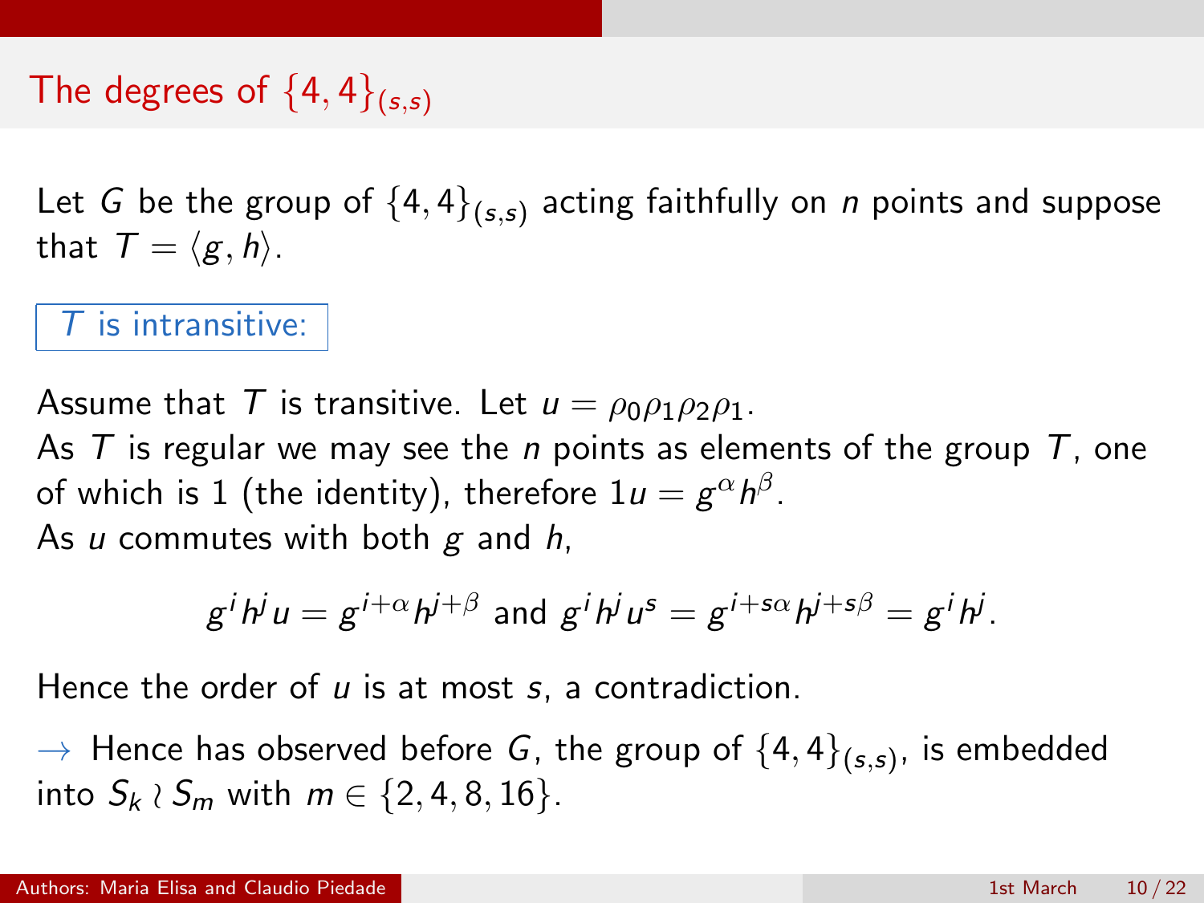# The degrees of $\{4,4\}_{(s,s)}$

Let $G$ be the group of $\{4,4\}_{(s,s)}$ acting faithfully on $n$ points and suppose that $T = \langle g, h \rangle$.

$T$ is intransitive:

Assume that $T$ is transitive. Let $u = \rho_0\rho_1\rho_2\rho_1$.
As $T$ is regular we may see the $n$ points as elements of the group $T$, one of which is 1 (the identity), therefore $1u = g^\alpha h^\beta$.
As $u$ commutes with both $g$ and $h$,

$$g^i h^j u = g^{i+\alpha} h^{j+\beta} \text{ and } g^i h^j u^s = g^{i+s\alpha} h^{j+s\beta} = g^i h^j.$$

Hence the order of $u$ is at most $s$, a contradiction.

$\rightarrow$ Hence has observed before $G$, the group of $\{4,4\}_{(s,s)}$, is embedded into $S_k \wr S_m$ with $m \in \{2, 4, 8, 16\}$.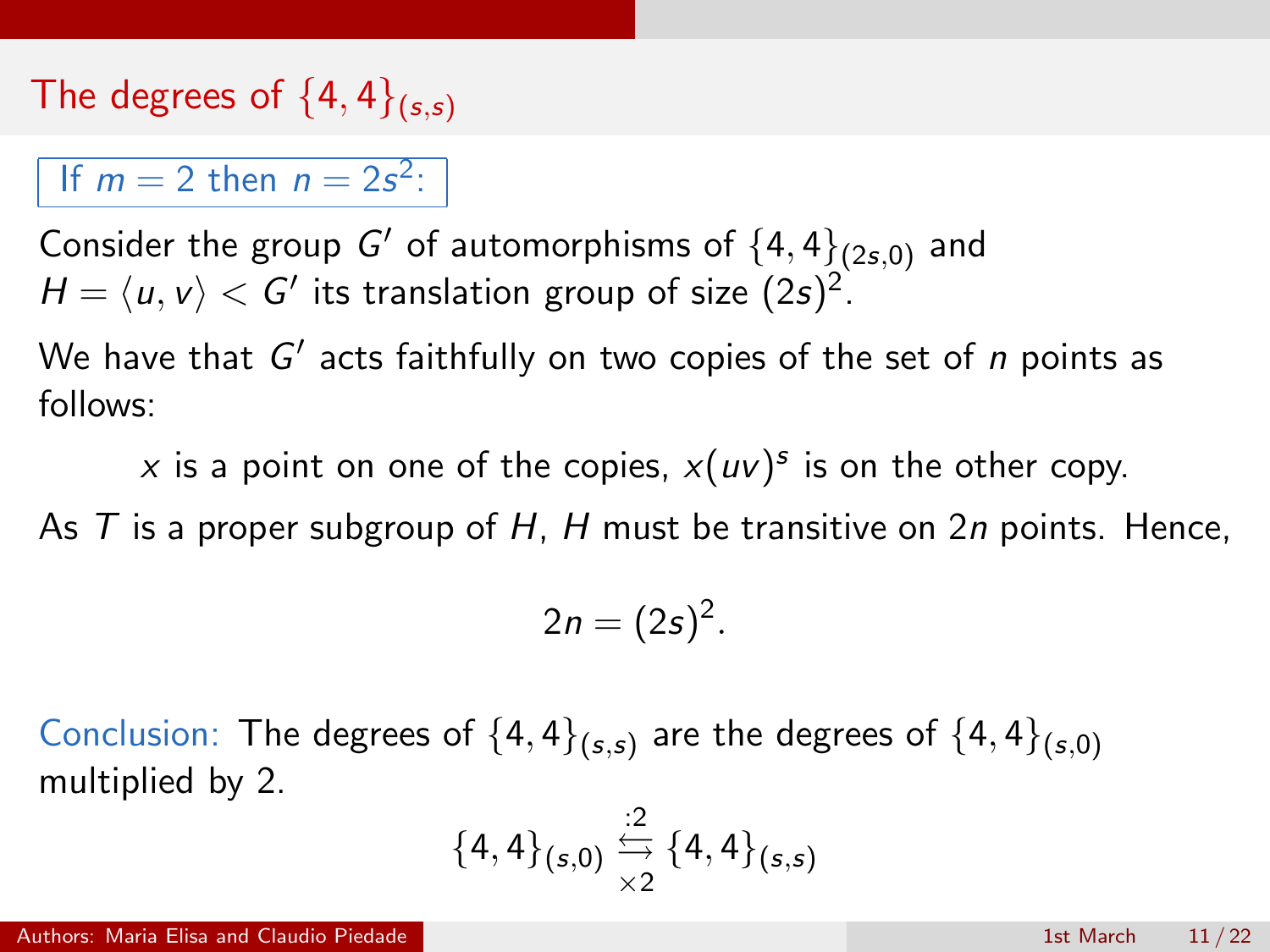# The degrees of $\{4,4\}_{(s,s)}$

If $m = 2$ then $n = 2s^2$:

Consider the group $G'$ of automorphisms of $\{4,4\}_{(2s,0)}$ and $H = \langle u, v \rangle < G'$ its translation group of size $(2s)^2$.

We have that $G'$ acts faithfully on two copies of the set of $n$ points as follows:

$x$ is a point on one of the copies, $x(uv)^s$ is on the other copy.

As $T$ is a proper subgroup of $H$, $H$ must be transitive on $2n$ points. Hence,

$$2n = (2s)^2.$$

Conclusion: The degrees of $\{4,4\}_{(s,s)}$ are the degrees of $\{4,4\}_{(s,0)}$ multiplied by 2.

$$\{4,4\}_{(s,0)} \underset{\times 2}{\overset{:2}{\leftrightarrows}} \{4,4\}_{(s,s)}$$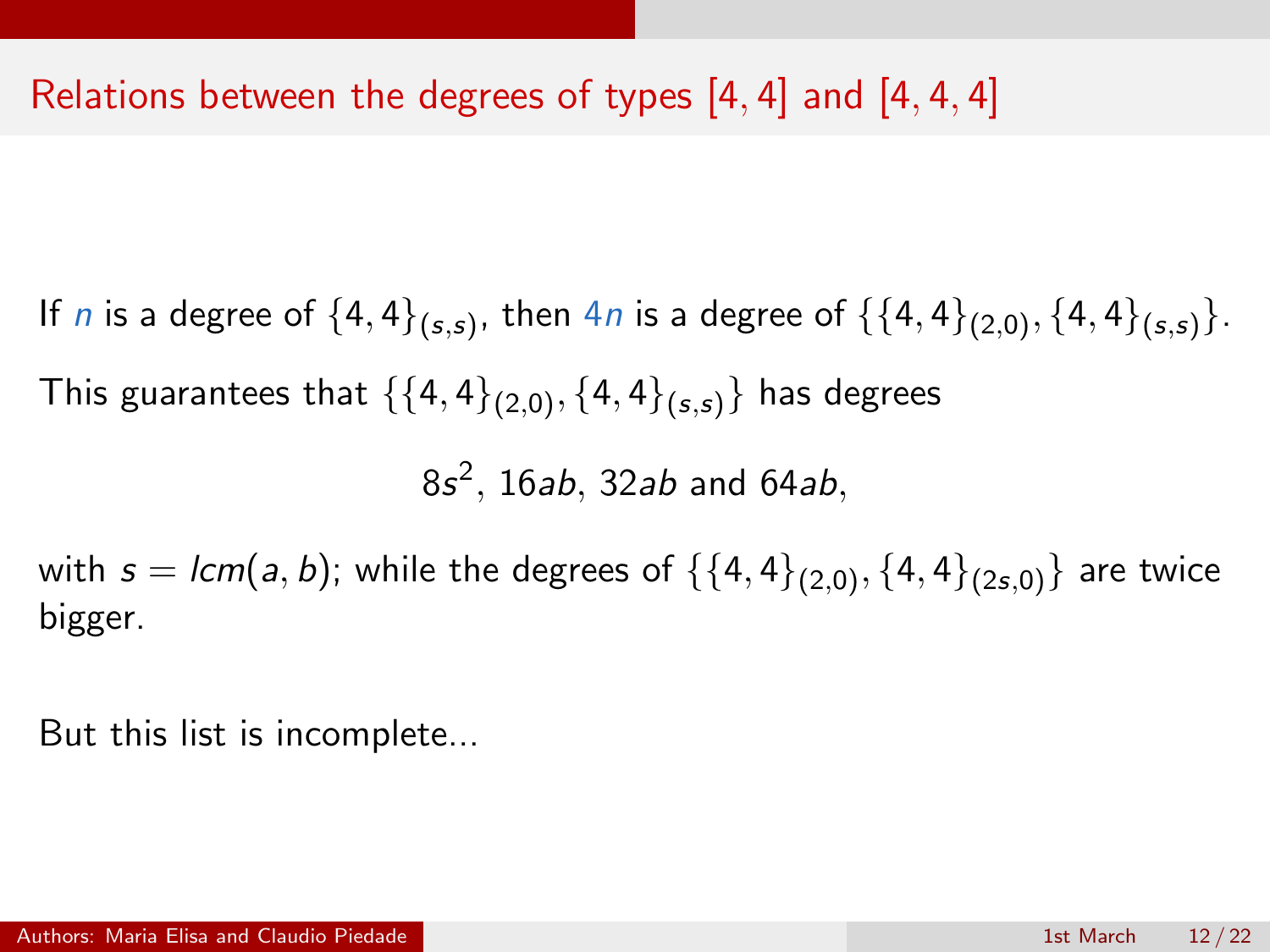## Relations between the degrees of types $[4, 4]$ and $[4, 4, 4]$

If $n$ is a degree of $\{4, 4\}_{(s,s)}$, then $4n$ is a degree of $\{\{4, 4\}_{(2,0)}, \{4, 4\}_{(s,s)}\}$.

This guarantees that $\{\{4, 4\}_{(2,0)}, \{4, 4\}_{(s,s)}\}$ has degrees

$$8s^2,\ 16ab,\ 32ab \text{ and } 64ab,$$

with $s = lcm(a, b)$; while the degrees of $\{\{4, 4\}_{(2,0)}, \{4, 4\}_{(2s,0)}\}$ are twice bigger.

But this list is incomplete...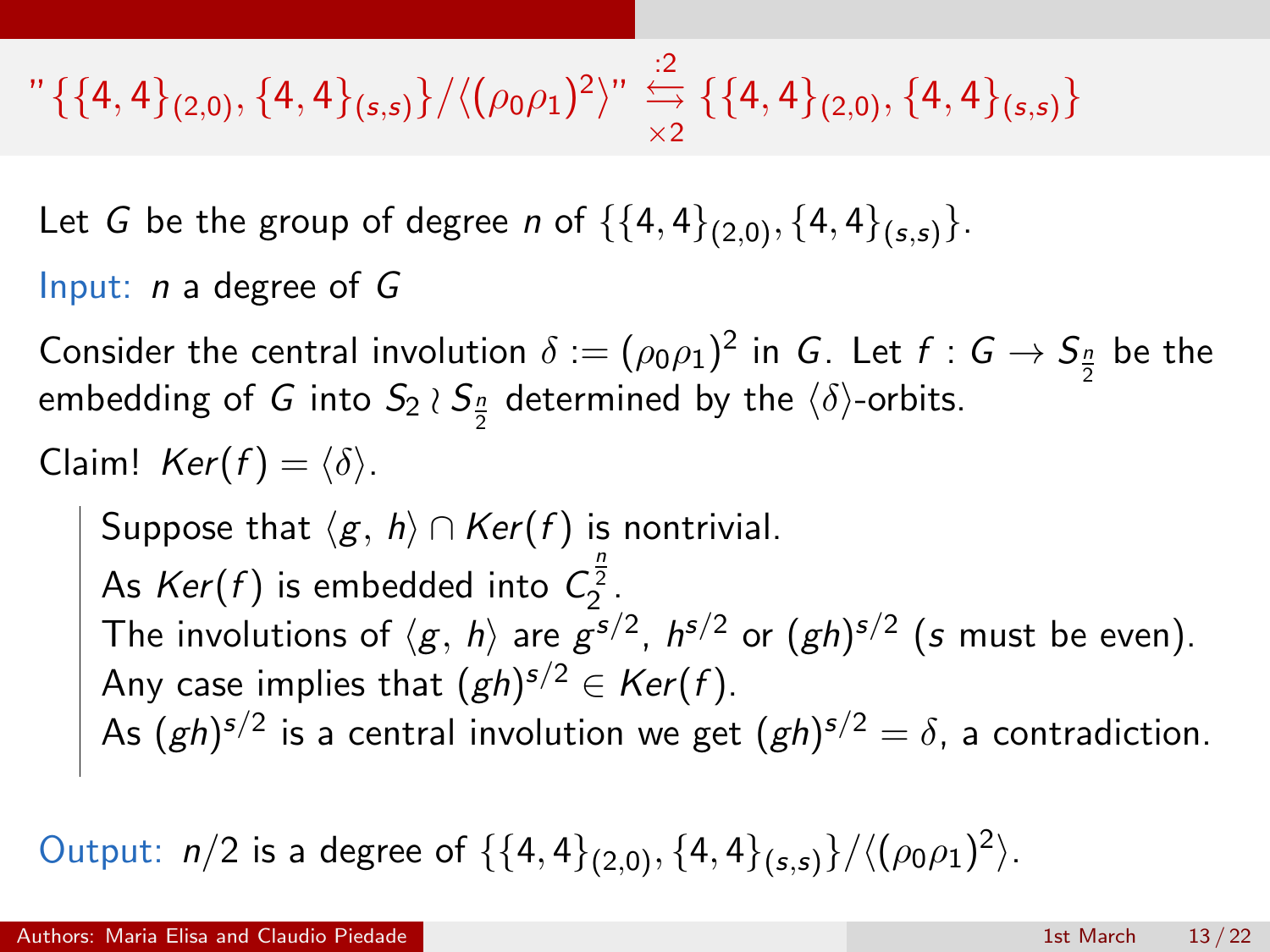## "$\{\{4,4\}_{(2,0)}, \{4,4\}_{(s,s)}\}/\langle(\rho_0\rho_1)^2\rangle$" $\overset{:2}{\underset{\times 2}{\leftrightarrows}}$ $\{\{4,4\}_{(2,0)}, \{4,4\}_{(s,s)}\}$

Let $G$ be the group of degree $n$ of $\{\{4,4\}_{(2,0)}, \{4,4\}_{(s,s)}\}$.

Input: $n$ a degree of $G$

Consider the central involution $\delta := (\rho_0\rho_1)^2$ in $G$. Let $f : G \to S_{\frac{n}{2}}$ be the embedding of $G$ into $S_2 \wr S_{\frac{n}{2}}$ determined by the $\langle\delta\rangle$-orbits.

Claim! $Ker(f) = \langle\delta\rangle$.

> Suppose that $\langle g,\, h\rangle \cap Ker(f)$ is nontrivial.
> As $Ker(f)$ is embedded into $C_2^{\frac{n}{2}}$.
> The involutions of $\langle g,\, h\rangle$ are $g^{s/2}$, $h^{s/2}$ or $(gh)^{s/2}$ ($s$ must be even).
> Any case implies that $(gh)^{s/2} \in Ker(f)$.
> As $(gh)^{s/2}$ is a central involution we get $(gh)^{s/2} = \delta$, a contradiction.

Output: $n/2$ is a degree of $\{\{4,4\}_{(2,0)}, \{4,4\}_{(s,s)}\}/\langle(\rho_0\rho_1)^2\rangle$.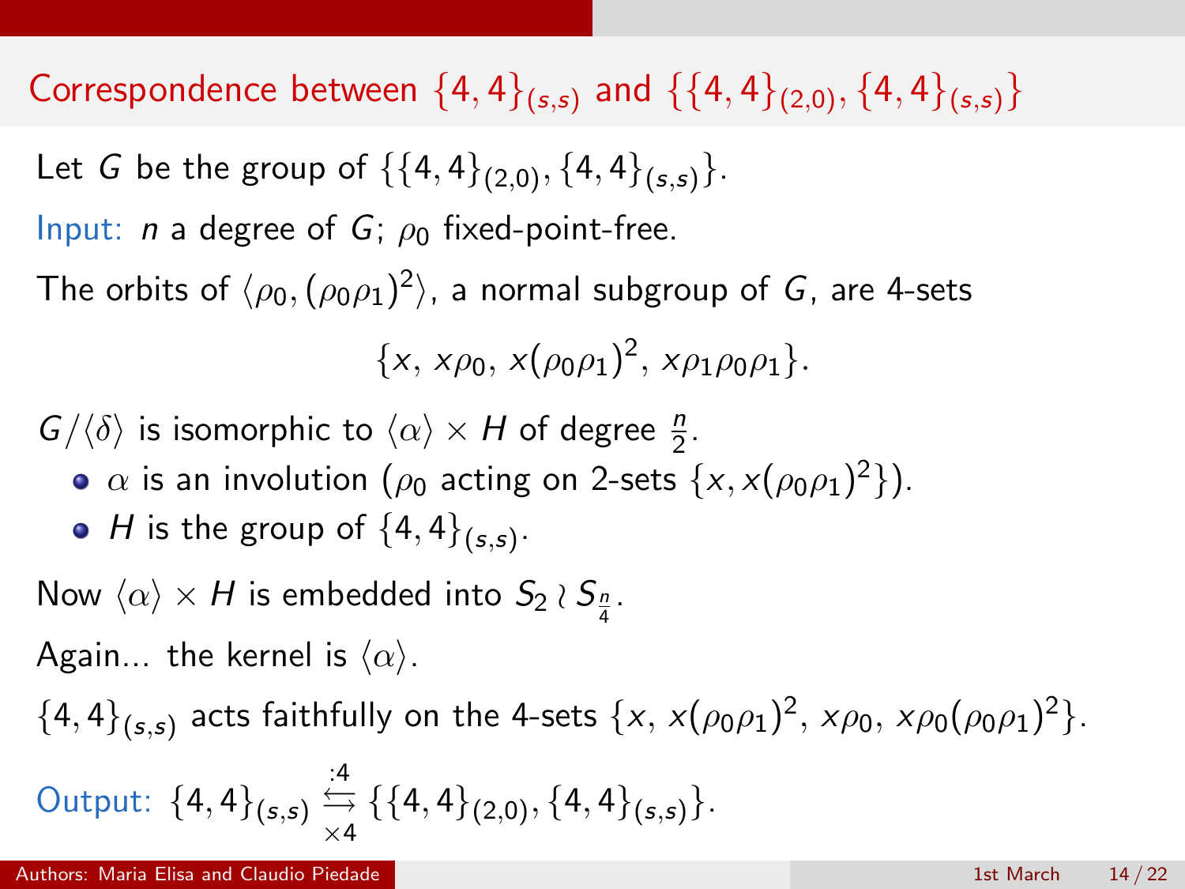# Correspondence between $\{4,4\}_{(s,s)}$ and $\{\{4,4\}_{(2,0)}, \{4,4\}_{(s,s)}\}$

Let $G$ be the group of $\{\{4,4\}_{(2,0)}, \{4,4\}_{(s,s)}\}$.

Input: $n$ a degree of $G$; $\rho_0$ fixed-point-free.

The orbits of $\langle \rho_0, (\rho_0\rho_1)^2 \rangle$, a normal subgroup of $G$, are 4-sets

$$\{x,\, x\rho_0,\, x(\rho_0\rho_1)^2,\, x\rho_1\rho_0\rho_1\}.$$

$G/\langle \delta \rangle$ is isomorphic to $\langle \alpha \rangle \times H$ of degree $\frac{n}{2}$.

- $\alpha$ is an involution ($\rho_0$ acting on 2-sets $\{x, x(\rho_0\rho_1)^2\}$).
- $H$ is the group of $\{4,4\}_{(s,s)}$.

Now $\langle \alpha \rangle \times H$ is embedded into $S_2 \wr S_{\frac{n}{4}}$.

Again... the kernel is $\langle \alpha \rangle$.

$\{4,4\}_{(s,s)}$ acts faithfully on the 4-sets $\{x,\, x(\rho_0\rho_1)^2,\, x\rho_0,\, x\rho_0(\rho_0\rho_1)^2\}$.

Output: $\{4,4\}_{(s,s)} \underset{\times 4}{\overset{:4}{\leftrightarrows}} \{\{4,4\}_{(2,0)}, \{4,4\}_{(s,s)}\}$.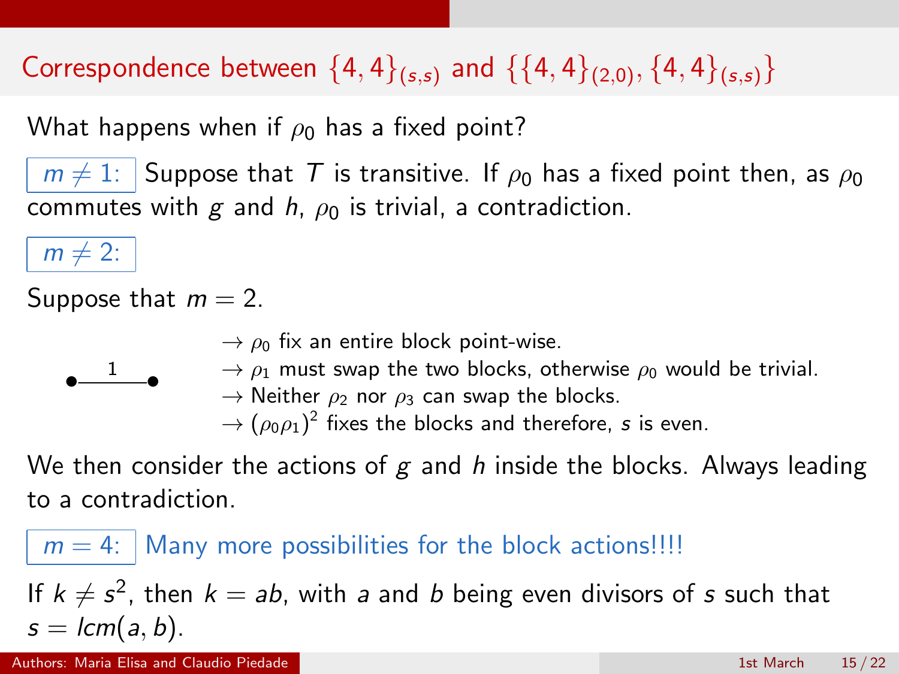# Correspondence between $\{4,4\}_{(s,s)}$ and $\{\{4,4\}_{(2,0)},\{4,4\}_{(s,s)}\}$

What happens when if $\rho_0$ has a fixed point?

$m \neq 1$: Suppose that $T$ is transitive. If $\rho_0$ has a fixed point then, as $\rho_0$ commutes with $g$ and $h$, $\rho_0$ is trivial, a contradiction.

$m \neq 2$:

Suppose that $m = 2$.

1

→ $\rho_0$ fix an entire block point-wise.
→ $\rho_1$ must swap the two blocks, otherwise $\rho_0$ would be trivial.
→ Neither $\rho_2$ nor $\rho_3$ can swap the blocks.
→ $(\rho_0\rho_1)^2$ fixes the blocks and therefore, $s$ is even.

We then consider the actions of $g$ and $h$ inside the blocks. Always leading to a contradiction.

$m = 4$: Many more possibilities for the block actions!!!!

If $k \neq s^2$, then $k = ab$, with $a$ and $b$ being even divisors of $s$ such that $s = lcm(a, b)$.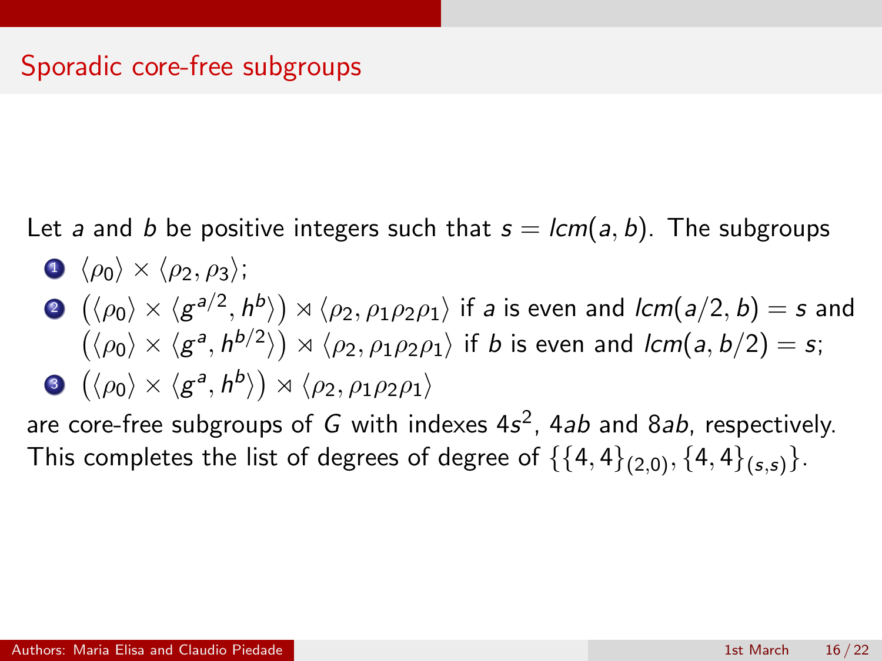## Sporadic core-free subgroups

Let $a$ and $b$ be positive integers such that $s = lcm(a, b)$. The subgroups

1. $\langle \rho_0 \rangle \times \langle \rho_2, \rho_3 \rangle$;
2. $\left(\langle \rho_0 \rangle \times \langle g^{a/2}, h^b \rangle\right) \rtimes \langle \rho_2, \rho_1\rho_2\rho_1 \rangle$ if $a$ is even and $lcm(a/2, b) = s$ and $\left(\langle \rho_0 \rangle \times \langle g^a, h^{b/2} \rangle\right) \rtimes \langle \rho_2, \rho_1\rho_2\rho_1 \rangle$ if $b$ is even and $lcm(a, b/2) = s$;
3. $\left(\langle \rho_0 \rangle \times \langle g^a, h^b \rangle\right) \rtimes \langle \rho_2, \rho_1\rho_2\rho_1 \rangle$

are core-free subgroups of $G$ with indexes $4s^2$, $4ab$ and $8ab$, respectively. This completes the list of degrees of degree of $\{\{4,4\}_{(2,0)}, \{4,4\}_{(s,s)}\}$.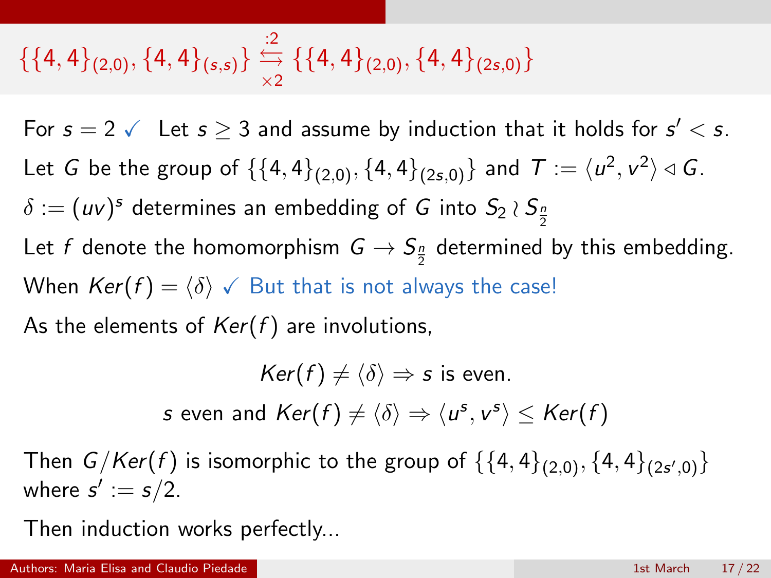# $\{\{4,4\}_{(2,0)}, \{4,4\}_{(s,s)}\} \overset{:2}{\underset{\times 2}{\leftrightarrows}} \{\{4,4\}_{(2,0)}, \{4,4\}_{(2s,0)}\}$

For $s = 2$ ✓ Let $s \geq 3$ and assume by induction that it holds for $s' < s$.

Let $G$ be the group of $\{\{4,4\}_{(2,0)}, \{4,4\}_{(2s,0)}\}$ and $T := \langle u^2, v^2 \rangle \lhd G$.

$\delta := (uv)^s$ determines an embedding of $G$ into $S_2 \wr S_{\frac{n}{2}}$

Let $f$ denote the homomorphism $G \to S_{\frac{n}{2}}$ determined by this embedding.

When $Ker(f) = \langle \delta \rangle$ ✓ But that is not always the case!

As the elements of $Ker(f)$ are involutions,

$$Ker(f) \neq \langle \delta \rangle \Rightarrow s \text{ is even.}$$

$$s \text{ even and } Ker(f) \neq \langle \delta \rangle \Rightarrow \langle u^s, v^s \rangle \leq Ker(f)$$

Then $G/Ker(f)$ is isomorphic to the group of $\{\{4,4\}_{(2,0)}, \{4,4\}_{(2s',0)}\}$ where $s' := s/2$.

Then induction works perfectly...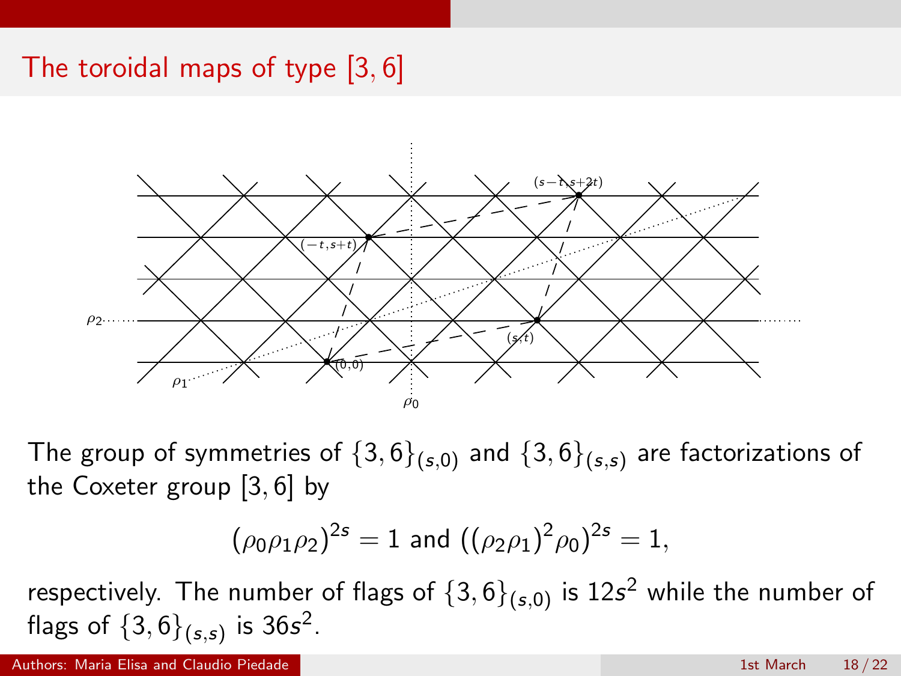# The toroidal maps of type [3, 6]

$\rho_2$

$\rho_1$

$\rho_0$

$(0,0)$

$(s,t)$

$(-t,s+t)$

$(s-t,s+2t)$

The group of symmetries of $\{3,6\}_{(s,0)}$ and $\{3,6\}_{(s,s)}$ are factorizations of the Coxeter group $[3,6]$ by

$$(\rho_0\rho_1\rho_2)^{2s} = 1 \text{ and } ((\rho_2\rho_1)^2\rho_0)^{2s} = 1,$$

respectively. The number of flags of $\{3,6\}_{(s,0)}$ is $12s^2$ while the number of flags of $\{3,6\}_{(s,s)}$ is $36s^2$.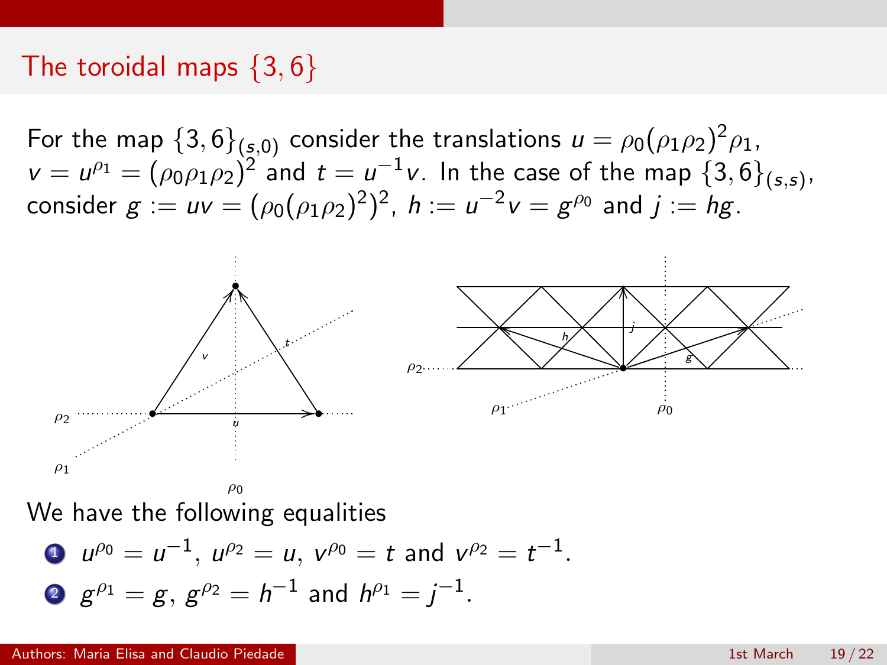## The toroidal maps $\{3,6\}$

For the map $\{3,6\}_{(s,0)}$ consider the translations $u = \rho_0(\rho_1\rho_2)^2\rho_1$, $v = u^{\rho_1} = (\rho_0\rho_1\rho_2)^2$ and $t = u^{-1}v$. In the case of the map $\{3,6\}_{(s,s)}$, consider $g := uv = (\rho_0(\rho_1\rho_2)^2)^2$, $h := u^{-2}v = g^{\rho_0}$ and $j := hg$.

$\rho_2$

$\rho_1$

$\rho_0$

$u$ $v$ $t$

$\rho_2$

$\rho_1$

$\rho_0$

$h$ $j$ $g$

We have the following equalities

1. $u^{\rho_0} = u^{-1}$, $u^{\rho_2} = u$, $v^{\rho_0} = t$ and $v^{\rho_2} = t^{-1}$.
2. $g^{\rho_1} = g$, $g^{\rho_2} = h^{-1}$ and $h^{\rho_1} = j^{-1}$.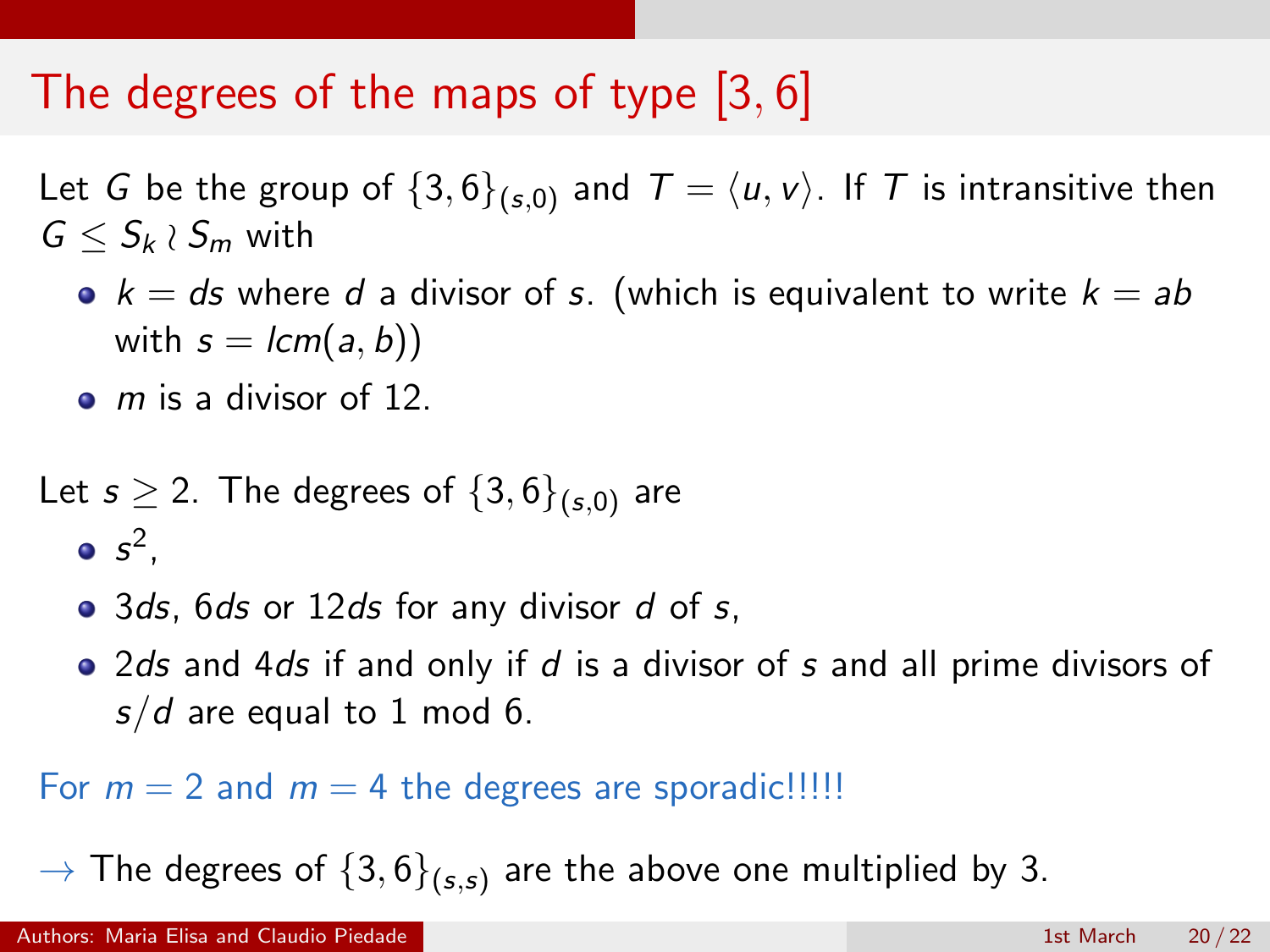# The degrees of the maps of type $[3, 6]$

Let $G$ be the group of $\{3, 6\}_{(s,0)}$ and $T = \langle u, v \rangle$. If $T$ is intransitive then $G \leq S_k \wr S_m$ with

- $k = ds$ where $d$ a divisor of $s$. (which is equivalent to write $k = ab$ with $s = lcm(a, b)$)
- $m$ is a divisor of 12.

Let $s \geq 2$. The degrees of $\{3, 6\}_{(s,0)}$ are

- $s^2$,
- $3ds$, $6ds$ or $12ds$ for any divisor $d$ of $s$,
- $2ds$ and $4ds$ if and only if $d$ is a divisor of $s$ and all prime divisors of $s/d$ are equal to 1 mod 6.

For $m = 2$ and $m = 4$ the degrees are sporadic!!!!!

$\rightarrow$ The degrees of $\{3, 6\}_{(s,s)}$ are the above one multiplied by 3.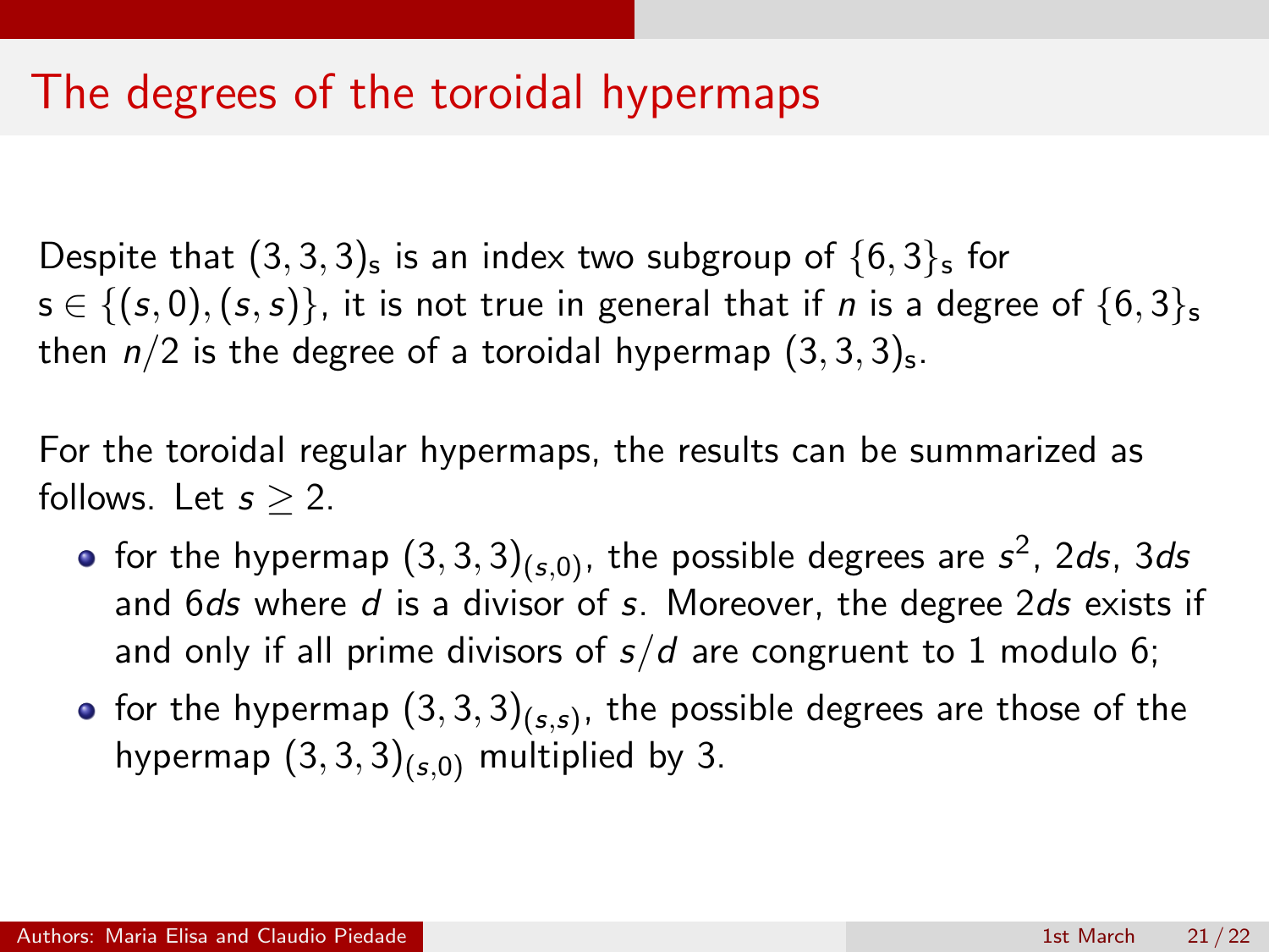# The degrees of the toroidal hypermaps

Despite that $(3,3,3)_{\mathsf{s}}$ is an index two subgroup of $\{6,3\}_{\mathsf{s}}$ for $\mathsf{s} \in \{(s,0),(s,s)\}$, it is not true in general that if $n$ is a degree of $\{6,3\}_{\mathsf{s}}$ then $n/2$ is the degree of a toroidal hypermap $(3,3,3)_{\mathsf{s}}$.

For the toroidal regular hypermaps, the results can be summarized as follows. Let $s \geq 2$.

- for the hypermap $(3,3,3)_{(s,0)}$, the possible degrees are $s^2$, $2ds$, $3ds$ and $6ds$ where $d$ is a divisor of $s$. Moreover, the degree $2ds$ exists if and only if all prime divisors of $s/d$ are congruent to 1 modulo 6;
- for the hypermap $(3,3,3)_{(s,s)}$, the possible degrees are those of the hypermap $(3,3,3)_{(s,0)}$ multiplied by 3.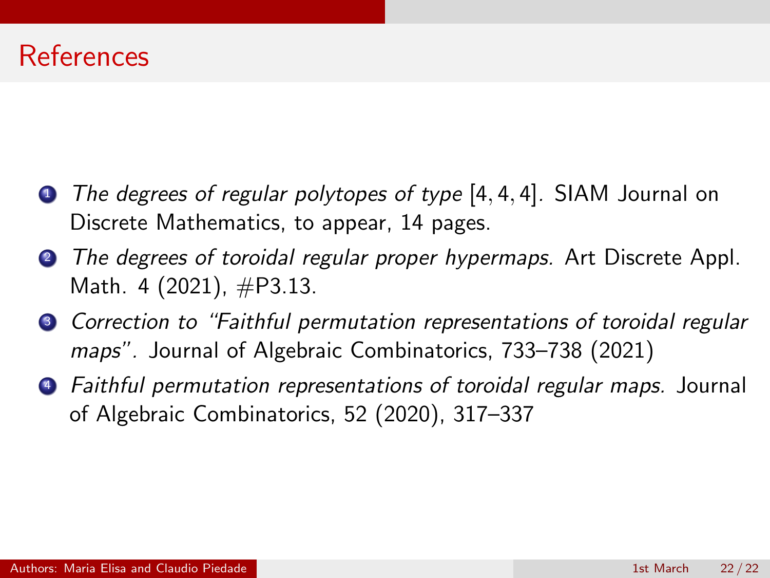# References

1. *The degrees of regular polytopes of type* $[4, 4, 4]$*.* SIAM Journal on Discrete Mathematics, to appear, 14 pages.
2. *The degrees of toroidal regular proper hypermaps.* Art Discrete Appl. Math. 4 (2021), #P3.13.
3. *Correction to "Faithful permutation representations of toroidal regular maps".* Journal of Algebraic Combinatorics, 733–738 (2021)
4. *Faithful permutation representations of toroidal regular maps.* Journal of Algebraic Combinatorics, 52 (2020), 317–337